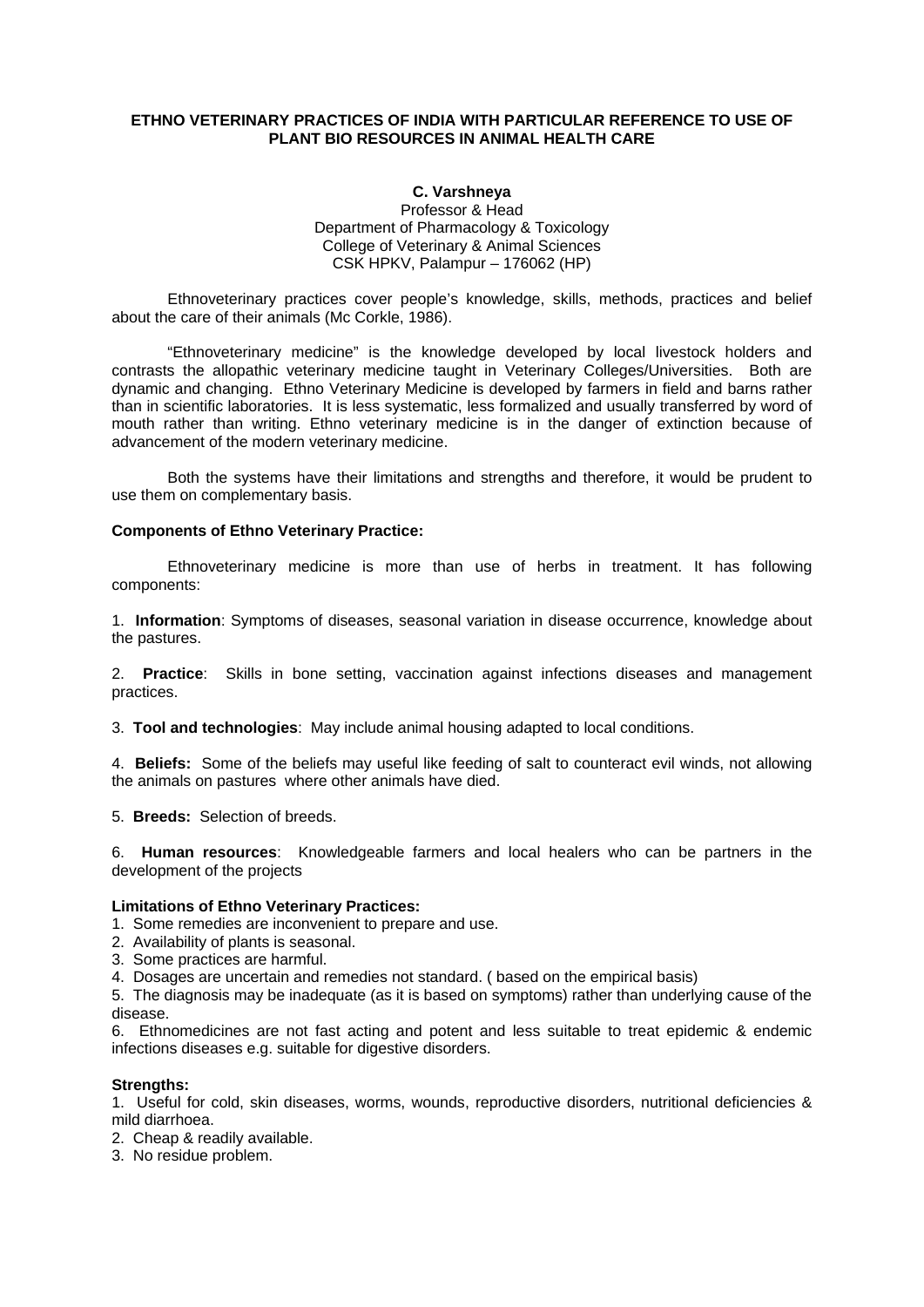# ETHNO VETERINARY PRACTICES OF INDIA WITH PARTICULAR REFERENCE TO USE OF PLANT BIO RESOURCES IN ANIMAL HEALTH CARE

**C. Varshneya**
Professor & Head
Department of Pharmacology & Toxicology
College of Veterinary & Animal Sciences
CSK HPKV, Palampur – 176062 (HP)

Ethnoveterinary practices cover people's knowledge, skills, methods, practices and belief about the care of their animals (Mc Corkle, 1986).

"Ethnoveterinary medicine" is the knowledge developed by local livestock holders and contrasts the allopathic veterinary medicine taught in Veterinary Colleges/Universities. Both are dynamic and changing. Ethno Veterinary Medicine is developed by farmers in field and barns rather than in scientific laboratories. It is less systematic, less formalized and usually transferred by word of mouth rather than writing. Ethno veterinary medicine is in the danger of extinction because of advancement of the modern veterinary medicine.

Both the systems have their limitations and strengths and therefore, it would be prudent to use them on complementary basis.

**Components of Ethno Veterinary Practice:**

Ethnoveterinary medicine is more than use of herbs in treatment. It has following components:

1. **Information**: Symptoms of diseases, seasonal variation in disease occurrence, knowledge about the pastures.

2. **Practice**: Skills in bone setting, vaccination against infections diseases and management practices.

3. **Tool and technologies**: May include animal housing adapted to local conditions.

4. **Beliefs:** Some of the beliefs may useful like feeding of salt to counteract evil winds, not allowing the animals on pastures where other animals have died.

5. **Breeds:** Selection of breeds.

6. **Human resources**: Knowledgeable farmers and local healers who can be partners in the development of the projects

**Limitations of Ethno Veterinary Practices:**

1. Some remedies are inconvenient to prepare and use.
2. Availability of plants is seasonal.
3. Some practices are harmful.
4. Dosages are uncertain and remedies not standard. ( based on the empirical basis)
5. The diagnosis may be inadequate (as it is based on symptoms) rather than underlying cause of the disease.
6. Ethnomedicines are not fast acting and potent and less suitable to treat epidemic & endemic infections diseases e.g. suitable for digestive disorders.

**Strengths:**

1. Useful for cold, skin diseases, worms, wounds, reproductive disorders, nutritional deficiencies & mild diarrhoea.
2. Cheap & readily available.
3. No residue problem.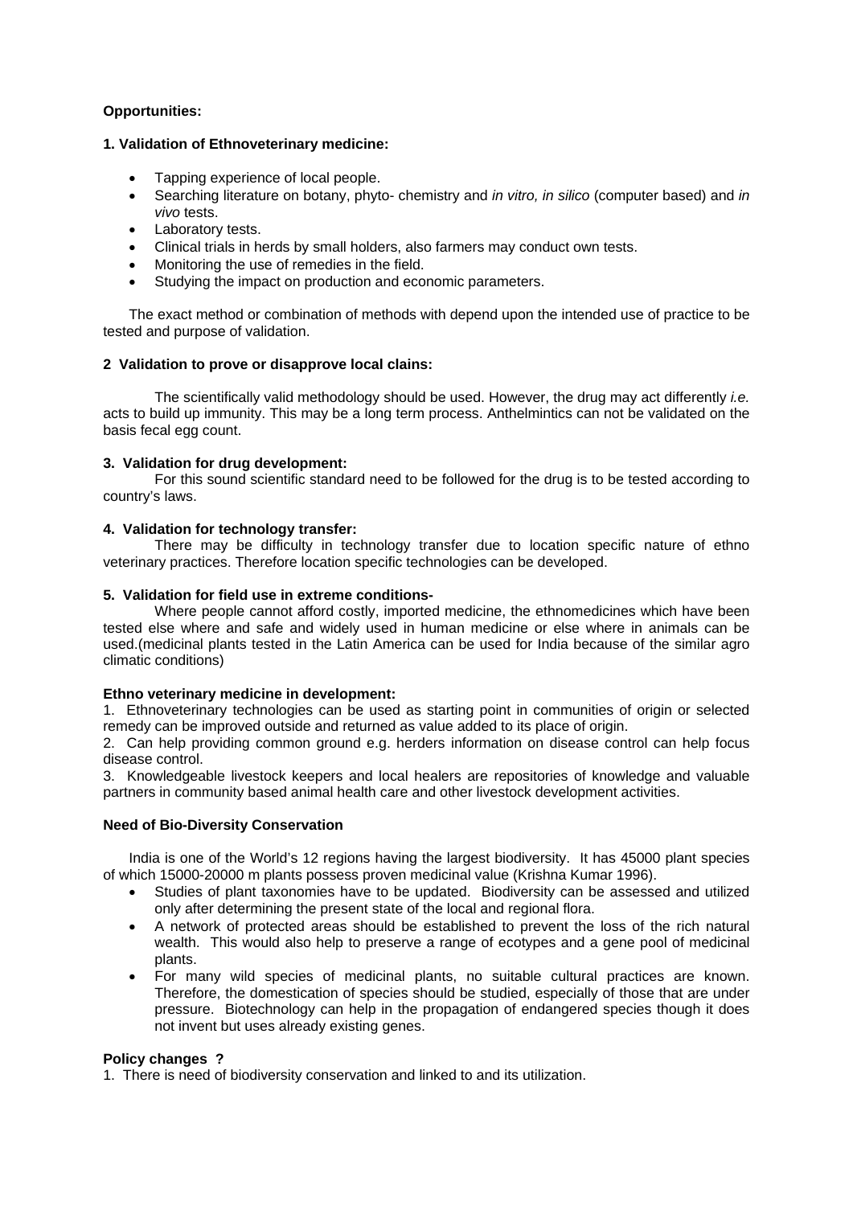**Opportunities:**

**1. Validation of Ethnoveterinary medicine:**

- Tapping experience of local people.
- Searching literature on botany, phyto- chemistry and *in vitro, in silico* (computer based) and *in vivo* tests.
- Laboratory tests.
- Clinical trials in herds by small holders, also farmers may conduct own tests.
- Monitoring the use of remedies in the field.
- Studying the impact on production and economic parameters.

The exact method or combination of methods with depend upon the intended use of practice to be tested and purpose of validation.

**2 Validation to prove or disapprove local clains:**

The scientifically valid methodology should be used. However, the drug may act differently *i.e.* acts to build up immunity. This may be a long term process. Anthelmintics can not be validated on the basis fecal egg count.

**3. Validation for drug development:**

For this sound scientific standard need to be followed for the drug is to be tested according to country's laws.

**4. Validation for technology transfer:**

There may be difficulty in technology transfer due to location specific nature of ethno veterinary practices. Therefore location specific technologies can be developed.

**5. Validation for field use in extreme conditions-**

Where people cannot afford costly, imported medicine, the ethnomedicines which have been tested else where and safe and widely used in human medicine or else where in animals can be used.(medicinal plants tested in the Latin America can be used for India because of the similar agro climatic conditions)

**Ethno veterinary medicine in development:**

1. Ethnoveterinary technologies can be used as starting point in communities of origin or selected remedy can be improved outside and returned as value added to its place of origin.
2. Can help providing common ground e.g. herders information on disease control can help focus disease control.
3. Knowledgeable livestock keepers and local healers are repositories of knowledge and valuable partners in community based animal health care and other livestock development activities.

**Need of Bio-Diversity Conservation**

India is one of the World's 12 regions having the largest biodiversity. It has 45000 plant species of which 15000-20000 m plants possess proven medicinal value (Krishna Kumar 1996).

- Studies of plant taxonomies have to be updated. Biodiversity can be assessed and utilized only after determining the present state of the local and regional flora.
- A network of protected areas should be established to prevent the loss of the rich natural wealth. This would also help to preserve a range of ecotypes and a gene pool of medicinal plants.
- For many wild species of medicinal plants, no suitable cultural practices are known. Therefore, the domestication of species should be studied, especially of those that are under pressure. Biotechnology can help in the propagation of endangered species though it does not invent but uses already existing genes.

**Policy changes ?**

1. There is need of biodiversity conservation and linked to and its utilization.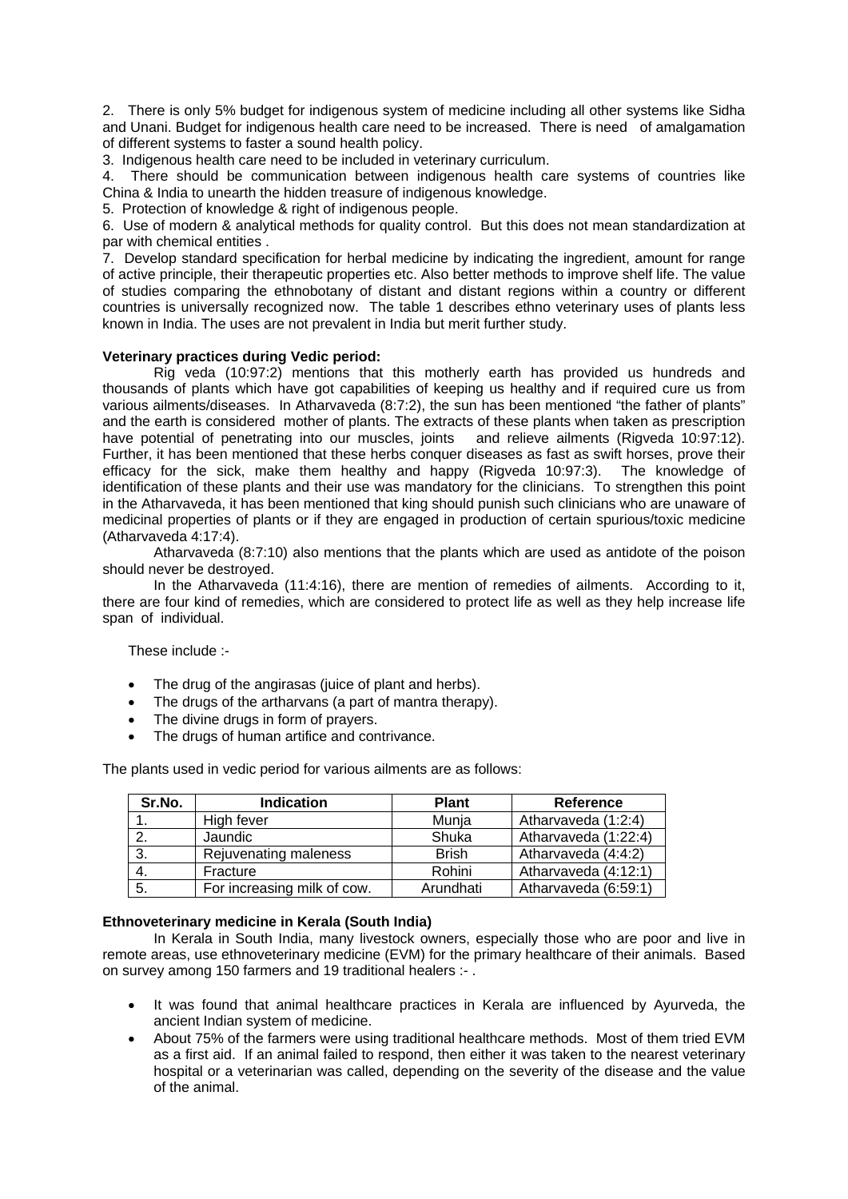2. There is only 5% budget for indigenous system of medicine including all other systems like Sidha and Unani. Budget for indigenous health care need to be increased. There is need of amalgamation of different systems to faster a sound health policy.

3. Indigenous health care need to be included in veterinary curriculum.

4. There should be communication between indigenous health care systems of countries like China & India to unearth the hidden treasure of indigenous knowledge.

5. Protection of knowledge & right of indigenous people.

6. Use of modern & analytical methods for quality control. But this does not mean standardization at par with chemical entities .

7. Develop standard specification for herbal medicine by indicating the ingredient, amount for range of active principle, their therapeutic properties etc. Also better methods to improve shelf life. The value of studies comparing the ethnobotany of distant and distant regions within a country or different countries is universally recognized now. The table 1 describes ethno veterinary uses of plants less known in India. The uses are not prevalent in India but merit further study.

**Veterinary practices during Vedic period:**

Rig veda (10:97:2) mentions that this motherly earth has provided us hundreds and thousands of plants which have got capabilities of keeping us healthy and if required cure us from various ailments/diseases. In Atharvaveda (8:7:2), the sun has been mentioned "the father of plants" and the earth is considered mother of plants. The extracts of these plants when taken as prescription have potential of penetrating into our muscles, joints and relieve ailments (Rigveda 10:97:12). Further, it has been mentioned that these herbs conquer diseases as fast as swift horses, prove their efficacy for the sick, make them healthy and happy (Rigveda 10:97:3). The knowledge of identification of these plants and their use was mandatory for the clinicians. To strengthen this point in the Atharvaveda, it has been mentioned that king should punish such clinicians who are unaware of medicinal properties of plants or if they are engaged in production of certain spurious/toxic medicine (Atharvaveda 4:17:4).

Atharvaveda (8:7:10) also mentions that the plants which are used as antidote of the poison should never be destroyed.

In the Atharvaveda (11:4:16), there are mention of remedies of ailments. According to it, there are four kind of remedies, which are considered to protect life as well as they help increase life span of individual.

These include :-

- The drug of the angirasas (juice of plant and herbs).
- The drugs of the artharvans (a part of mantra therapy).
- The divine drugs in form of prayers.
- The drugs of human artifice and contrivance.

The plants used in vedic period for various ailments are as follows:

| Sr.No. | Indication | Plant | Reference |
| --- | --- | --- | --- |
| 1. | High fever | Munja | Atharvaveda (1:2:4) |
| 2. | Jaundic | Shuka | Atharvaveda (1:22:4) |
| 3. | Rejuvenating maleness | Brish | Atharvaveda (4:4:2) |
| 4. | Fracture | Rohini | Atharvaveda (4:12:1) |
| 5. | For increasing milk of cow. | Arundhati | Atharvaveda (6:59:1) |

**Ethnoveterinary medicine in Kerala (South India)**

In Kerala in South India, many livestock owners, especially those who are poor and live in remote areas, use ethnoveterinary medicine (EVM) for the primary healthcare of their animals. Based on survey among 150 farmers and 19 traditional healers :- .

- It was found that animal healthcare practices in Kerala are influenced by Ayurveda, the ancient Indian system of medicine.
- About 75% of the farmers were using traditional healthcare methods. Most of them tried EVM as a first aid. If an animal failed to respond, then either it was taken to the nearest veterinary hospital or a veterinarian was called, depending on the severity of the disease and the value of the animal.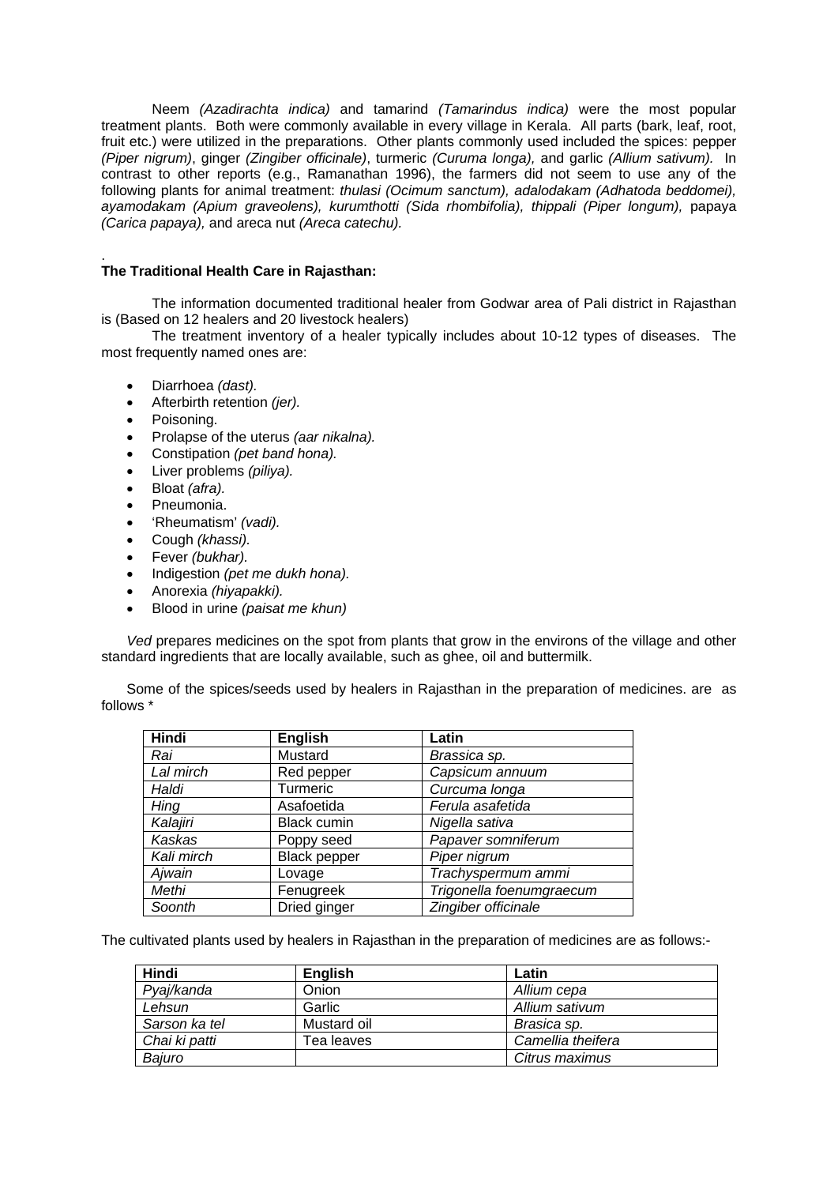Neem *(Azadirachta indica)* and tamarind *(Tamarindus indica)* were the most popular treatment plants. Both were commonly available in every village in Kerala. All parts (bark, leaf, root, fruit etc.) were utilized in the preparations. Other plants commonly used included the spices: pepper *(Piper nigrum)*, ginger *(Zingiber officinale)*, turmeric *(Curuma longa),* and garlic *(Allium sativum).* In contrast to other reports (e.g., Ramanathan 1996), the farmers did not seem to use any of the following plants for animal treatment: *thulasi (Ocimum sanctum), adalodakam (Adhatoda beddomei), ayamodakam (Apium graveolens), kurumthotti (Sida rhombifolia), thippali (Piper longum),* papaya *(Carica papaya),* and areca nut *(Areca catechu).*

.

**The Traditional Health Care in Rajasthan:**

The information documented traditional healer from Godwar area of Pali district in Rajasthan is (Based on 12 healers and 20 livestock healers)

The treatment inventory of a healer typically includes about 10-12 types of diseases. The most frequently named ones are:

- Diarrhoea *(dast).*
- Afterbirth retention *(jer).*
- Poisoning.
- Prolapse of the uterus *(aar nikalna).*
- Constipation *(pet band hona).*
- Liver problems *(piliya).*
- Bloat *(afra).*
- Pneumonia.
- 'Rheumatism' *(vadi).*
- Cough *(khassi).*
- Fever *(bukhar).*
- Indigestion *(pet me dukh hona).*
- Anorexia *(hiyapakki).*
- Blood in urine *(paisat me khun)*

*Ved* prepares medicines on the spot from plants that grow in the environs of the village and other standard ingredients that are locally available, such as ghee, oil and buttermilk.

Some of the spices/seeds used by healers in Rajasthan in the preparation of medicines. are as follows *

| Hindi | English | Latin |
|---|---|---|
| *Rai* | Mustard | *Brassica sp.* |
| *Lal mirch* | Red pepper | *Capsicum annuum* |
| *Haldi* | Turmeric | *Curcuma longa* |
| *Hing* | Asafoetida | *Ferula asafetida* |
| *Kalajiri* | Black cumin | *Nigella sativa* |
| *Kaskas* | Poppy seed | *Papaver somniferum* |
| *Kali mirch* | Black pepper | *Piper nigrum* |
| *Ajwain* | Lovage | *Trachyspermum ammi* |
| *Methi* | Fenugreek | *Trigonella foenumgraecum* |
| *Soonth* | Dried ginger | *Zingiber officinale* |

The cultivated plants used by healers in Rajasthan in the preparation of medicines are as follows:-

| Hindi | English | Latin |
|---|---|---|
| *Pyaj/kanda* | Onion | *Allium cepa* |
| *Lehsun* | Garlic | *Allium sativum* |
| *Sarson ka tel* | Mustard oil | *Brasica sp.* |
| *Chai ki patti* | Tea leaves | *Camellia theifera* |
| *Bajuro* | | *Citrus maximus* |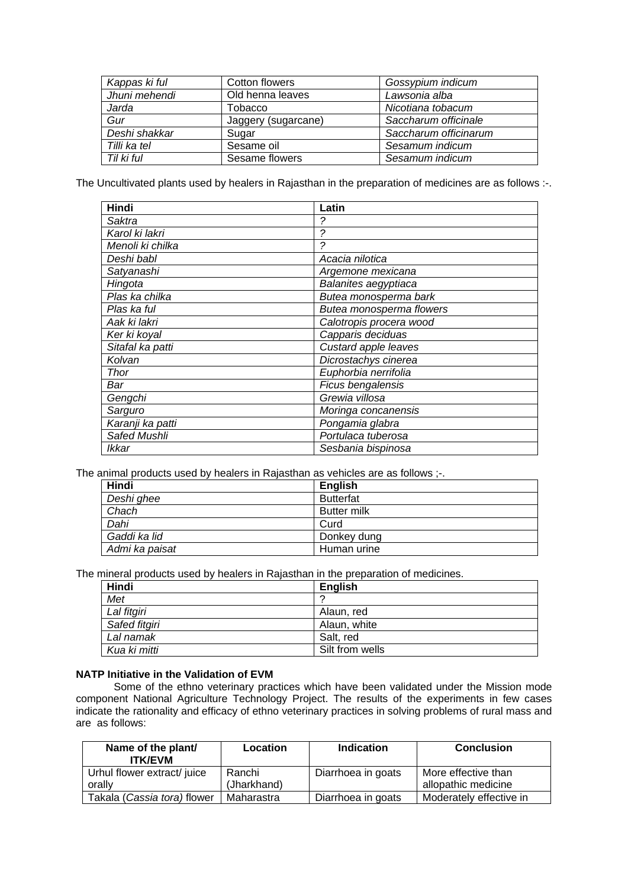| *Kappas ki ful* | Cotton flowers | *Gossypium indicum* |
|---|---|---|
| *Jhuni mehendi* | Old henna leaves | *Lawsonia alba* |
| *Jarda* | Tobacco | *Nicotiana tobacum* |
| *Gur* | Jaggery (sugarcane) | *Saccharum officinale* |
| *Deshi shakkar* | Sugar | *Saccharum officinarum* |
| *Tilli ka tel* | Sesame oil | *Sesamum indicum* |
| *Til ki ful* | Sesame flowers | *Sesamum indicum* |

The Uncultivated plants used by healers in Rajasthan in the preparation of medicines are as follows :-.

| Hindi | Latin |
|---|---|
| *Saktra* | *?* |
| *Karol ki lakri* | *?* |
| *Menoli ki chilka* | *?* |
| *Deshi babl* | *Acacia nilotica* |
| *Satyanashi* | *Argemone mexicana* |
| *Hingota* | *Balanites aegyptiaca* |
| *Plas ka chilka* | *Butea monosperma bark* |
| *Plas ka ful* | *Butea monosperma flowers* |
| *Aak ki lakri* | *Calotropis procera wood* |
| *Ker ki koyal* | *Capparis deciduas* |
| *Sitafal ka patti* | *Custard apple leaves* |
| *Kolvan* | *Dicrostachys cinerea* |
| *Thor* | *Euphorbia nerrifolia* |
| *Bar* | *Ficus bengalensis* |
| *Gengchi* | *Grewia villosa* |
| *Sarguro* | *Moringa concanensis* |
| *Karanji ka patti* | *Pongamia glabra* |
| *Safed Mushli* | *Portulaca tuberosa* |
| *Ikkar* | *Sesbania bispinosa* |

The animal products used by healers in Rajasthan as vehicles are as follows ;-.

| Hindi | English |
|---|---|
| *Deshi ghee* | Butterfat |
| *Chach* | Butter milk |
| *Dahi* | Curd |
| *Gaddi ka lid* | Donkey dung |
| *Admi ka paisat* | Human urine |

The mineral products used by healers in Rajasthan in the preparation of medicines.

| Hindi | English |
|---|---|
| *Met* | ? |
| *Lal fitgiri* | Alaun, red |
| *Safed fitgiri* | Alaun, white |
| *Lal namak* | Salt, red |
| *Kua ki mitti* | Silt from wells |

**NATP Initiative in the Validation of EVM**

Some of the ethno veterinary practices which have been validated under the Mission mode component National Agriculture Technology Project. The results of the experiments in few cases indicate the rationality and efficacy of ethno veterinary practices in solving problems of rural mass and are as follows:

| Name of the plant/ ITK/EVM | Location | Indication | Conclusion |
|---|---|---|---|
| Urhul flower extract/ juice orally | Ranchi (Jharkhand) | Diarrhoea in goats | More effective than allopathic medicine |
| Takala (*Cassia tora)* flower | Maharastra | Diarrhoea in goats | Moderately effective in |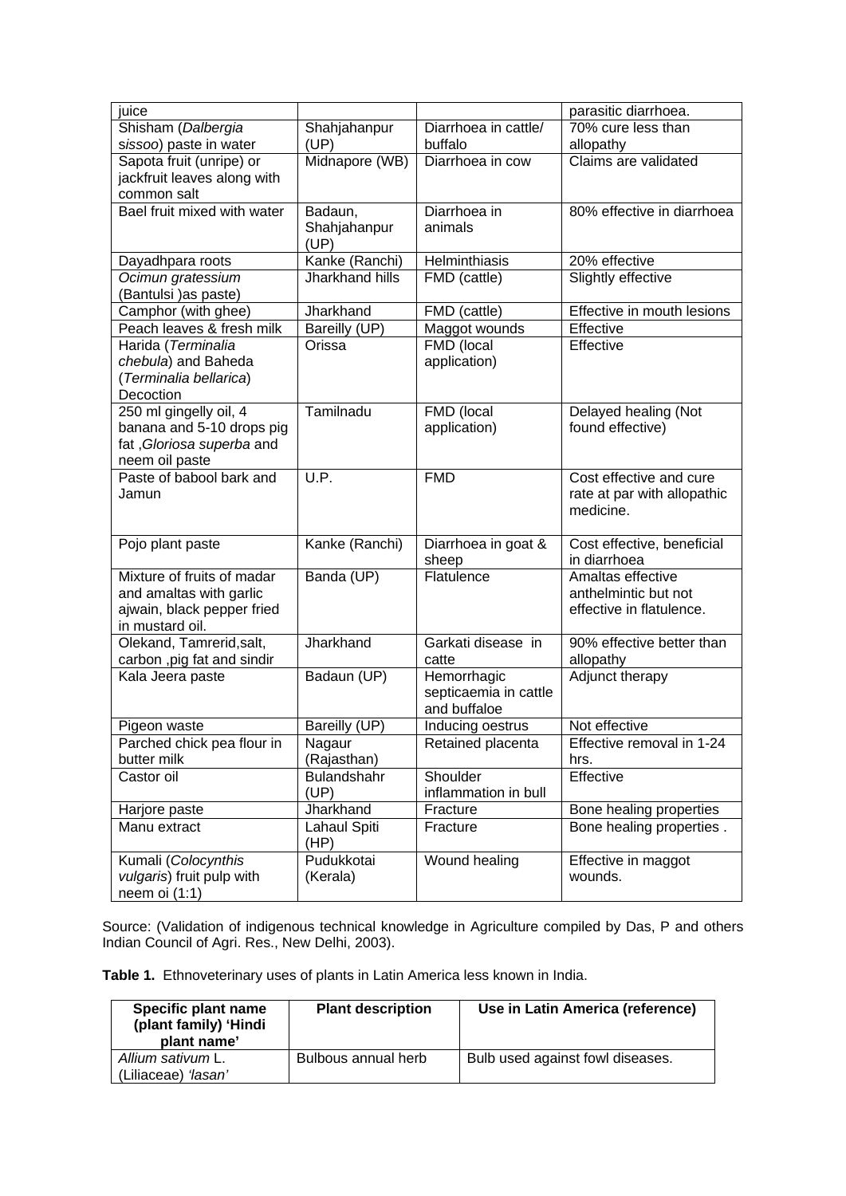| | | | |
|---|---|---|---|
| juice | | | parasitic diarrhoea. |
| Shisham (*Dalbergia sissoo*) paste in water | Shahjahanpur (UP) | Diarrhoea in cattle/ buffalo | 70% cure less than allopathy |
| Sapota fruit (unripe) or jackfruit leaves along with common salt | Midnapore (WB) | Diarrhoea in cow | Claims are validated |
| Bael fruit mixed with water | Badaun, Shahjahanpur (UP) | Diarrhoea in animals | 80% effective in diarrhoea |
| Dayadhpara roots | Kanke (Ranchi) | Helminthiasis | 20% effective |
| *Ocimun gratessium* (Bantulsi )as paste) | Jharkhand hills | FMD (cattle) | Slightly effective |
| Camphor (with ghee) | Jharkhand | FMD (cattle) | Effective in mouth lesions |
| Peach leaves & fresh milk | Bareilly (UP) | Maggot wounds | Effective |
| Harida (*Terminalia chebula*) and Baheda (*Terminalia bellarica*) Decoction | Orissa | FMD (local application) | Effective |
| 250 ml gingelly oil, 4 banana and 5-10 drops pig fat ,*Gloriosa superba* and neem oil paste | Tamilnadu | FMD (local application) | Delayed healing (Not found effective) |
| Paste of babool bark and Jamun | U.P. | FMD | Cost effective and cure rate at par with allopathic medicine. |
| Pojo plant paste | Kanke (Ranchi) | Diarrhoea in goat & sheep | Cost effective, beneficial in diarrhoea |
| Mixture of fruits of madar and amaltas with garlic ajwain, black pepper fried in mustard oil. | Banda (UP) | Flatulence | Amaltas effective anthelmintic but not effective in flatulence. |
| Olekand, Tamrerid,salt, carbon ,pig fat and sindir | Jharkhand | Garkati disease in catte | 90% effective better than allopathy |
| Kala Jeera paste | Badaun (UP) | Hemorrhagic septicaemia in cattle and buffaloe | Adjunct therapy |
| Pigeon waste | Bareilly (UP) | Inducing oestrus | Not effective |
| Parched chick pea flour in butter milk | Nagaur (Rajasthan) | Retained placenta | Effective removal in 1-24 hrs. |
| Castor oil | Bulandshahr (UP) | Shoulder inflammation in bull | Effective |
| Harjore paste | Jharkhand | Fracture | Bone healing properties |
| Manu extract | Lahaul Spiti (HP) | Fracture | Bone healing properties . |
| Kumali (*Colocynthis vulgaris*) fruit pulp with neem oi (1:1) | Pudukkotai (Kerala) | Wound healing | Effective in maggot wounds. |

Source: (Validation of indigenous technical knowledge in Agriculture compiled by Das, P and others Indian Council of Agri. Res., New Delhi, 2003).

**Table 1.** Ethnoveterinary uses of plants in Latin America less known in India.

| Specific plant name (plant family) 'Hindi plant name' | Plant description | Use in Latin America (reference) |
|---|---|---|
| *Allium sativum* L. (Liliaceae) *'lasan'* | Bulbous annual herb | Bulb used against fowl diseases. |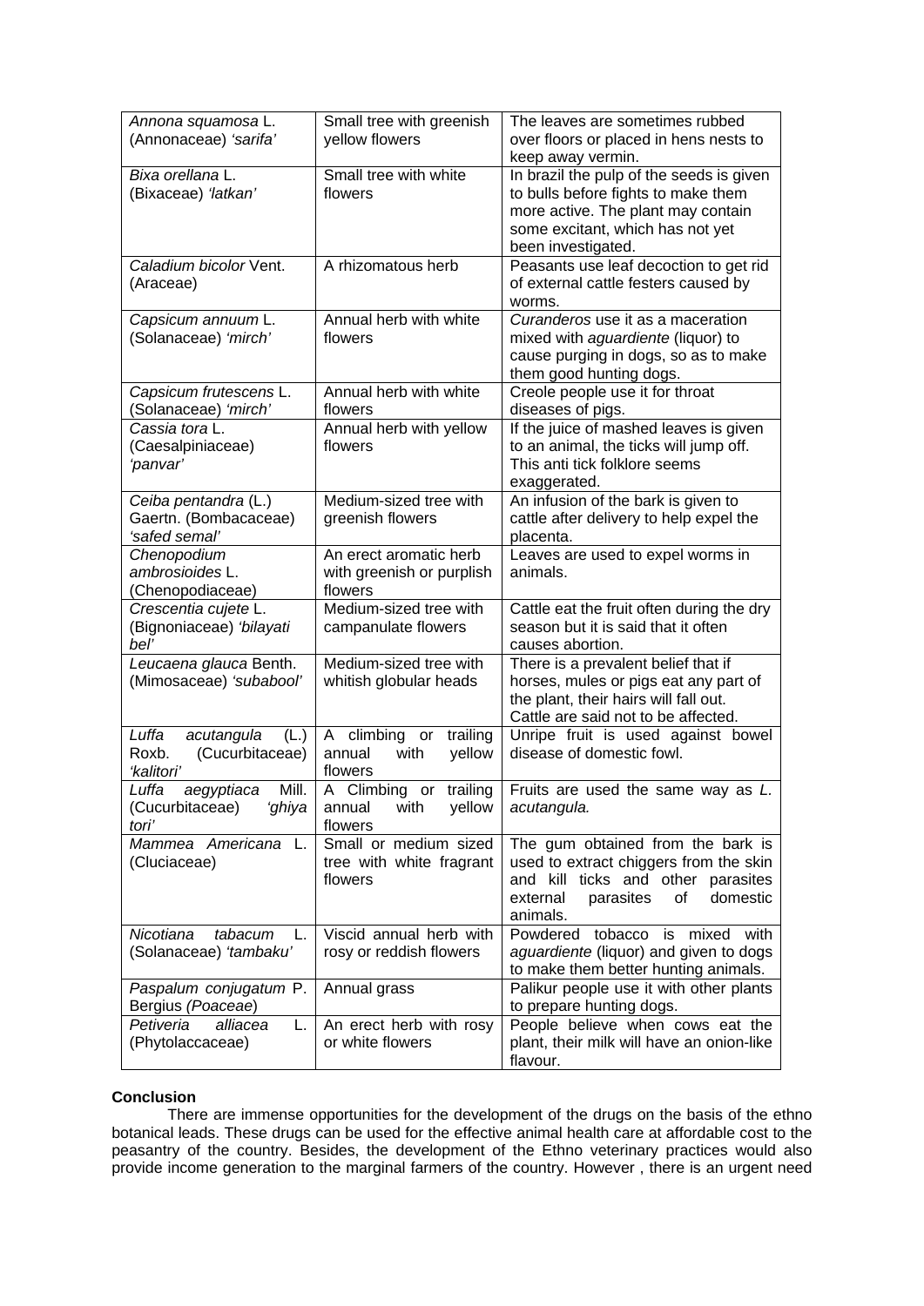| | | |
|---|---|---|
| *Annona squamosa* L. (Annonaceae) *'sarifa'* | Small tree with greenish yellow flowers | The leaves are sometimes rubbed over floors or placed in hens nests to keep away vermin. |
| *Bixa orellana* L. (Bixaceae) *'latkan'* | Small tree with white flowers | In brazil the pulp of the seeds is given to bulls before fights to make them more active. The plant may contain some excitant, which has not yet been investigated. |
| *Caladium bicolor* Vent. (Araceae) | A rhizomatous herb | Peasants use leaf decoction to get rid of external cattle festers caused by worms. |
| *Capsicum annuum* L. (Solanaceae) *'mirch'* | Annual herb with white flowers | *Curanderos* use it as a maceration mixed with *aguardiente* (liquor) to cause purging in dogs, so as to make them good hunting dogs. |
| *Capsicum frutescens* L. (Solanaceae) *'mirch'* | Annual herb with white flowers | Creole people use it for throat diseases of pigs. |
| *Cassia tora* L. (Caesalpiniaceae) *'panvar'* | Annual herb with yellow flowers | If the juice of mashed leaves is given to an animal, the ticks will jump off. This anti tick folklore seems exaggerated. |
| *Ceiba pentandra* (L.) Gaertn. (Bombacaceae) *'safed semal'* | Medium-sized tree with greenish flowers | An infusion of the bark is given to cattle after delivery to help expel the placenta. |
| *Chenopodium ambrosioides* L. (Chenopodiaceae) | An erect aromatic herb with greenish or purplish flowers | Leaves are used to expel worms in animals. |
| *Crescentia cujete* L. (Bignoniaceae) *'bilayati bel'* | Medium-sized tree with campanulate flowers | Cattle eat the fruit often during the dry season but it is said that it often causes abortion. |
| *Leucaena glauca* Benth. (Mimosaceae) *'subabool'* | Medium-sized tree with whitish globular heads | There is a prevalent belief that if horses, mules or pigs eat any part of the plant, their hairs will fall out. Cattle are said not to be affected. |
| *Luffa acutangula* (L.) Roxb. (Cucurbitaceae) *'kalitori'* | A climbing or trailing annual with yellow flowers | Unripe fruit is used against bowel disease of domestic fowl. |
| *Luffa aegyptiaca* Mill. (Cucurbitaceae) *'ghiya tori'* | A Climbing or trailing annual with yellow flowers | Fruits are used the same way as *L. acutangula.* |
| *Mammea Americana* L. (Cluciaceae) | Small or medium sized tree with white fragrant flowers | The gum obtained from the bark is used to extract chiggers from the skin and kill ticks and other parasites external parasites of domestic animals. |
| *Nicotiana tabacum* L. (Solanaceae) *'tambaku'* | Viscid annual herb with rosy or reddish flowers | Powdered tobacco is mixed with *aguardiente* (liquor) and given to dogs to make them better hunting animals. |
| *Paspalum conjugatum* P. Bergius *(Poaceae)* | Annual grass | Palikur people use it with other plants to prepare hunting dogs. |
| *Petiveria alliacea* L. (Phytolaccaceae) | An erect herb with rosy or white flowers | People believe when cows eat the plant, their milk will have an onion-like flavour. |

**Conclusion**

There are immense opportunities for the development of the drugs on the basis of the ethno botanical leads. These drugs can be used for the effective animal health care at affordable cost to the peasantry of the country. Besides, the development of the Ethno veterinary practices would also provide income generation to the marginal farmers of the country. However , there is an urgent need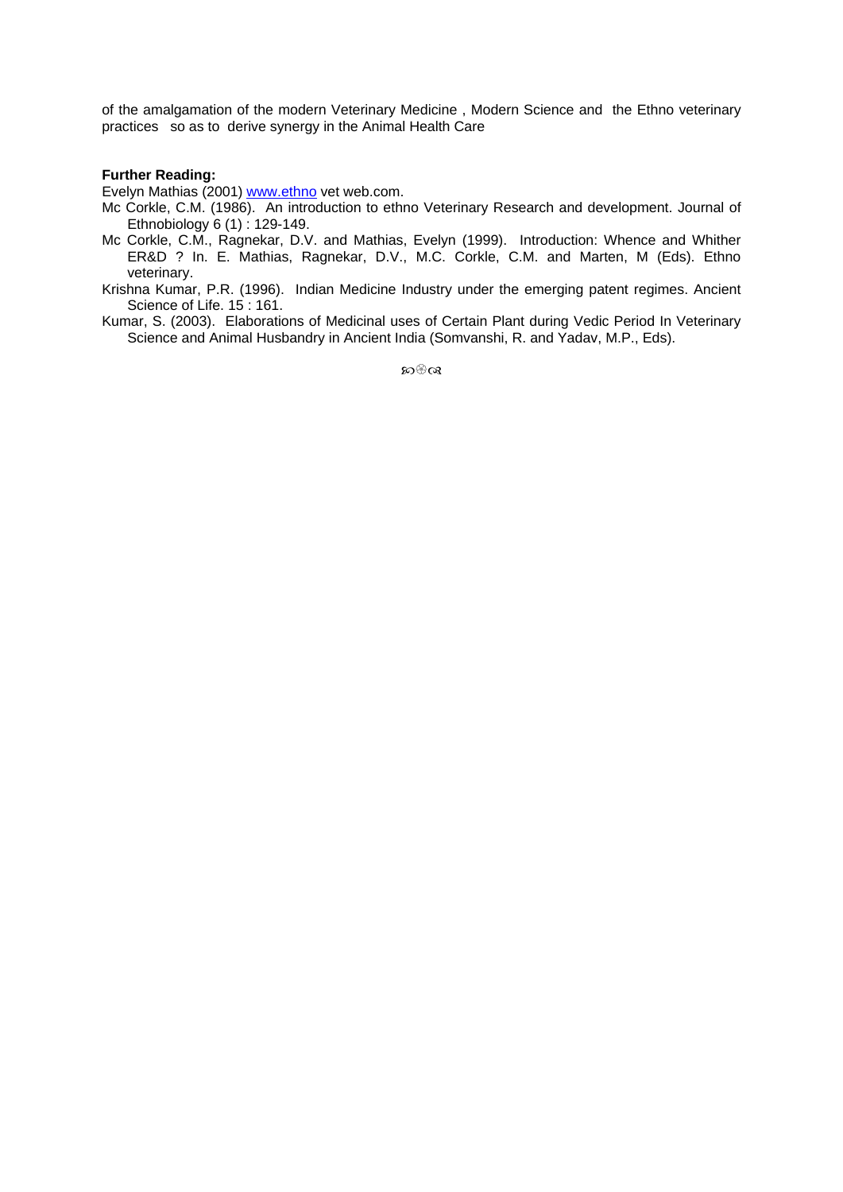of the amalgamation of the modern Veterinary Medicine , Modern Science and the Ethno veterinary practices so as to derive synergy in the Animal Health Care

**Further Reading:**

Evelyn Mathias (2001) www.ethno vet web.com.

Mc Corkle, C.M. (1986). An introduction to ethno Veterinary Research and development. Journal of Ethnobiology 6 (1) : 129-149.

Mc Corkle, C.M., Ragnekar, D.V. and Mathias, Evelyn (1999). Introduction: Whence and Whither ER&D ? In. E. Mathias, Ragnekar, D.V., M.C. Corkle, C.M. and Marten, M (Eds). Ethno veterinary.

Krishna Kumar, P.R. (1996). Indian Medicine Industry under the emerging patent regimes. Ancient Science of Life. 15 : 161.

Kumar, S. (2003). Elaborations of Medicinal uses of Certain Plant during Vedic Period In Veterinary Science and Animal Husbandry in Ancient India (Somvanshi, R. and Yadav, M.P., Eds).